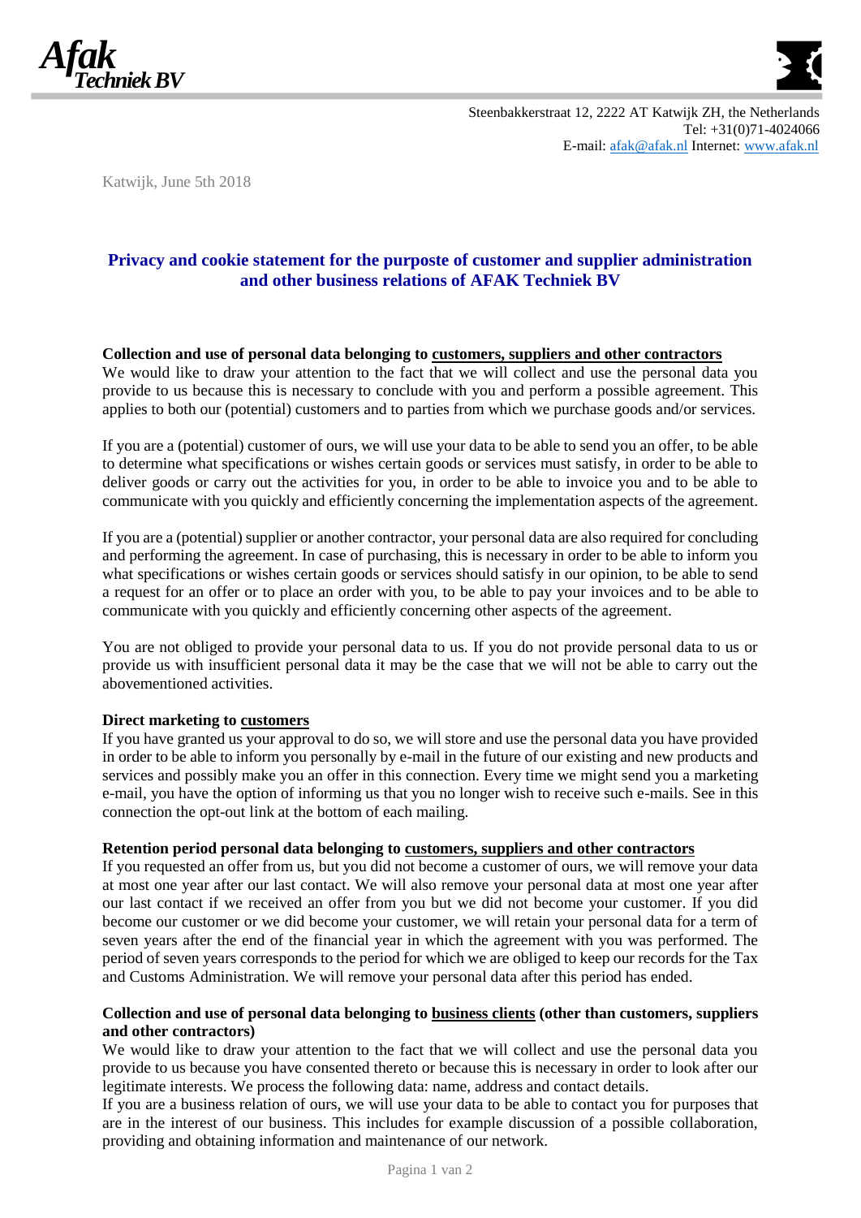**Afak Techniek BV**

Steenbakkerstraat 12, 2222 AT Katwijk ZH, the Netherlands
Tel: +31(0)71-4024066
E-mail: afak@afak.nl Internet: www.afak.nl

Katwijk, June 5th 2018

## Privacy and cookie statement for the purposte of customer and supplier administration and other business relations of AFAK Techniek BV

**Collection and use of personal data belonging to customers, suppliers and other contractors**

We would like to draw your attention to the fact that we will collect and use the personal data you provide to us because this is necessary to conclude with you and perform a possible agreement. This applies to both our (potential) customers and to parties from which we purchase goods and/or services.

If you are a (potential) customer of ours, we will use your data to be able to send you an offer, to be able to determine what specifications or wishes certain goods or services must satisfy, in order to be able to deliver goods or carry out the activities for you, in order to be able to invoice you and to be able to communicate with you quickly and efficiently concerning the implementation aspects of the agreement.

If you are a (potential) supplier or another contractor, your personal data are also required for concluding and performing the agreement. In case of purchasing, this is necessary in order to be able to inform you what specifications or wishes certain goods or services should satisfy in our opinion, to be able to send a request for an offer or to place an order with you, to be able to pay your invoices and to be able to communicate with you quickly and efficiently concerning other aspects of the agreement.

You are not obliged to provide your personal data to us. If you do not provide personal data to us or provide us with insufficient personal data it may be the case that we will not be able to carry out the abovementioned activities.

**Direct marketing to customers**

If you have granted us your approval to do so, we will store and use the personal data you have provided in order to be able to inform you personally by e-mail in the future of our existing and new products and services and possibly make you an offer in this connection. Every time we might send you a marketing e-mail, you have the option of informing us that you no longer wish to receive such e-mails. See in this connection the opt-out link at the bottom of each mailing.

**Retention period personal data belonging to customers, suppliers and other contractors**

If you requested an offer from us, but you did not become a customer of ours, we will remove your data at most one year after our last contact. We will also remove your personal data at most one year after our last contact if we received an offer from you but we did not become your customer. If you did become our customer or we did become your customer, we will retain your personal data for a term of seven years after the end of the financial year in which the agreement with you was performed. The period of seven years corresponds to the period for which we are obliged to keep our records for the Tax and Customs Administration. We will remove your personal data after this period has ended.

**Collection and use of personal data belonging to business clients (other than customers, suppliers and other contractors)**

We would like to draw your attention to the fact that we will collect and use the personal data you provide to us because you have consented thereto or because this is necessary in order to look after our legitimate interests. We process the following data: name, address and contact details.
If you are a business relation of ours, we will use your data to be able to contact you for purposes that are in the interest of our business. This includes for example discussion of a possible collaboration, providing and obtaining information and maintenance of our network.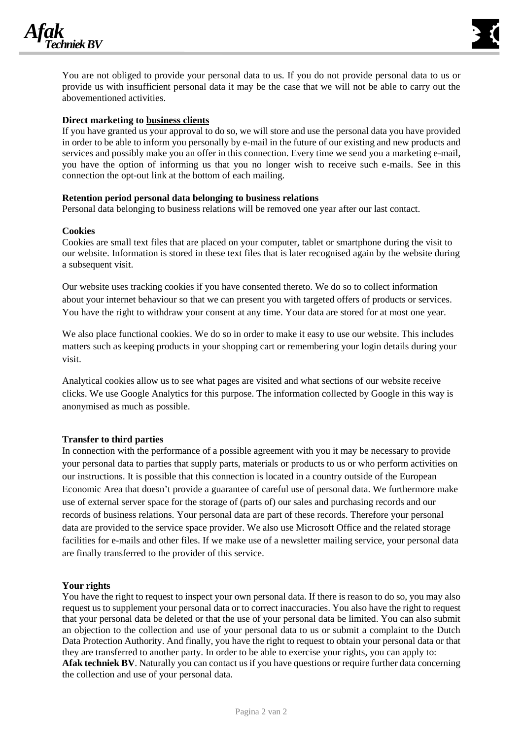You are not obliged to provide your personal data to us. If you do not provide personal data to us or provide us with insufficient personal data it may be the case that we will not be able to carry out the abovementioned activities.

**Direct marketing to business clients**

If you have granted us your approval to do so, we will store and use the personal data you have provided in order to be able to inform you personally by e-mail in the future of our existing and new products and services and possibly make you an offer in this connection. Every time we send you a marketing e-mail, you have the option of informing us that you no longer wish to receive such e-mails. See in this connection the opt-out link at the bottom of each mailing.

**Retention period personal data belonging to business relations**

Personal data belonging to business relations will be removed one year after our last contact.

**Cookies**

Cookies are small text files that are placed on your computer, tablet or smartphone during the visit to our website. Information is stored in these text files that is later recognised again by the website during a subsequent visit.

Our website uses tracking cookies if you have consented thereto. We do so to collect information about your internet behaviour so that we can present you with targeted offers of products or services. You have the right to withdraw your consent at any time. Your data are stored for at most one year.

We also place functional cookies. We do so in order to make it easy to use our website. This includes matters such as keeping products in your shopping cart or remembering your login details during your visit.

Analytical cookies allow us to see what pages are visited and what sections of our website receive clicks. We use Google Analytics for this purpose. The information collected by Google in this way is anonymised as much as possible.

**Transfer to third parties**

In connection with the performance of a possible agreement with you it may be necessary to provide your personal data to parties that supply parts, materials or products to us or who perform activities on our instructions. It is possible that this connection is located in a country outside of the European Economic Area that doesn't provide a guarantee of careful use of personal data. We furthermore make use of external server space for the storage of (parts of) our sales and purchasing records and our records of business relations. Your personal data are part of these records. Therefore your personal data are provided to the service space provider. We also use Microsoft Office and the related storage facilities for e-mails and other files. If we make use of a newsletter mailing service, your personal data are finally transferred to the provider of this service.

**Your rights**

You have the right to request to inspect your own personal data. If there is reason to do so, you may also request us to supplement your personal data or to correct inaccuracies. You also have the right to request that your personal data be deleted or that the use of your personal data be limited. You can also submit an objection to the collection and use of your personal data to us or submit a complaint to the Dutch Data Protection Authority. And finally, you have the right to request to obtain your personal data or that they are transferred to another party. In order to be able to exercise your rights, you can apply to: **Afak techniek BV**. Naturally you can contact us if you have questions or require further data concerning the collection and use of your personal data.